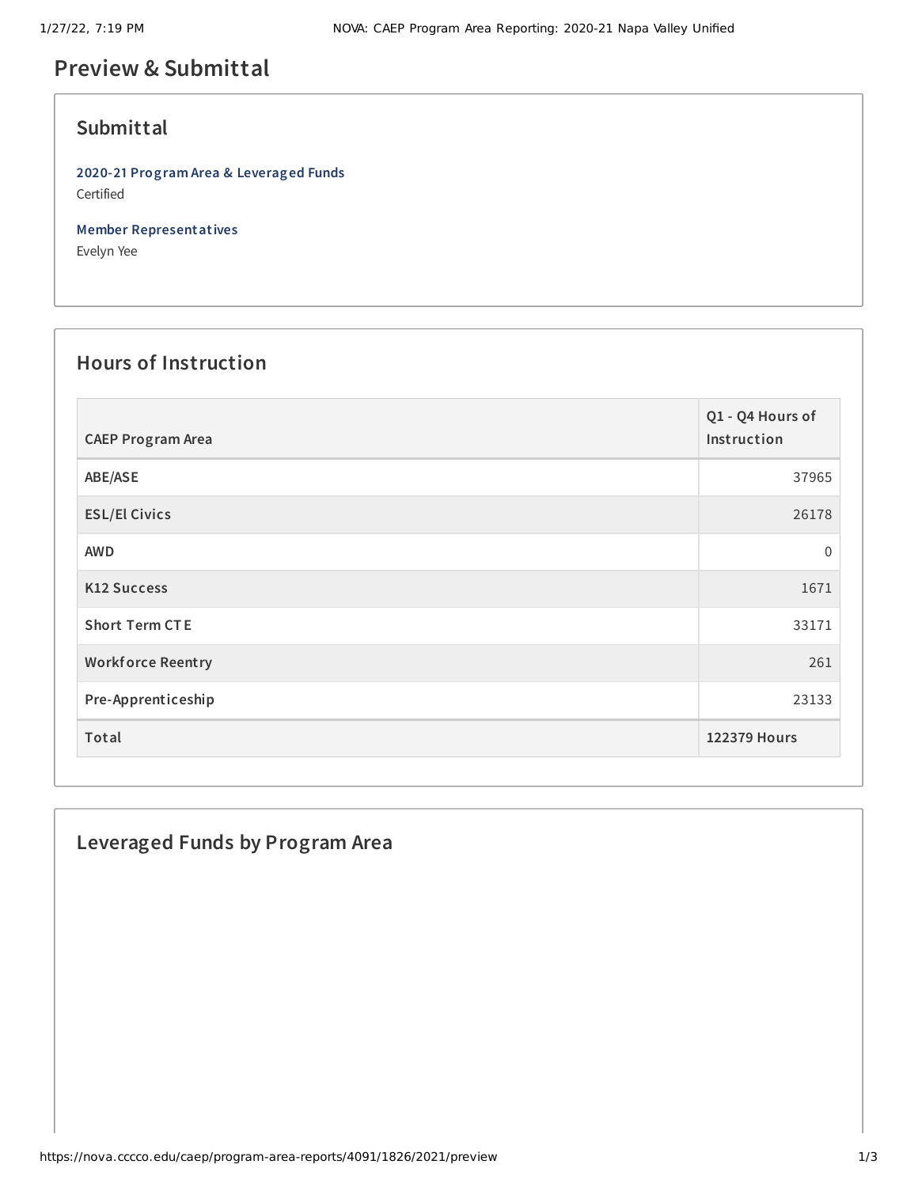# Preview & Submittal

## Submittal

**2020-21 Program Area & Leveraged Funds**
Certified

**Member Representatives**
Evelyn Yee

## Hours of Instruction

| CAEP Program Area | Q1 - Q4 Hours of Instruction |
| --- | --- |
| ABE/ASE | 37965 |
| ESL/El Civics | 26178 |
| AWD | 0 |
| K12 Success | 1671 |
| Short Term CTE | 33171 |
| Workforce Reentry | 261 |
| Pre-Apprenticeship | 23133 |
| **Total** | **122379 Hours** |

## Leveraged Funds by Program Area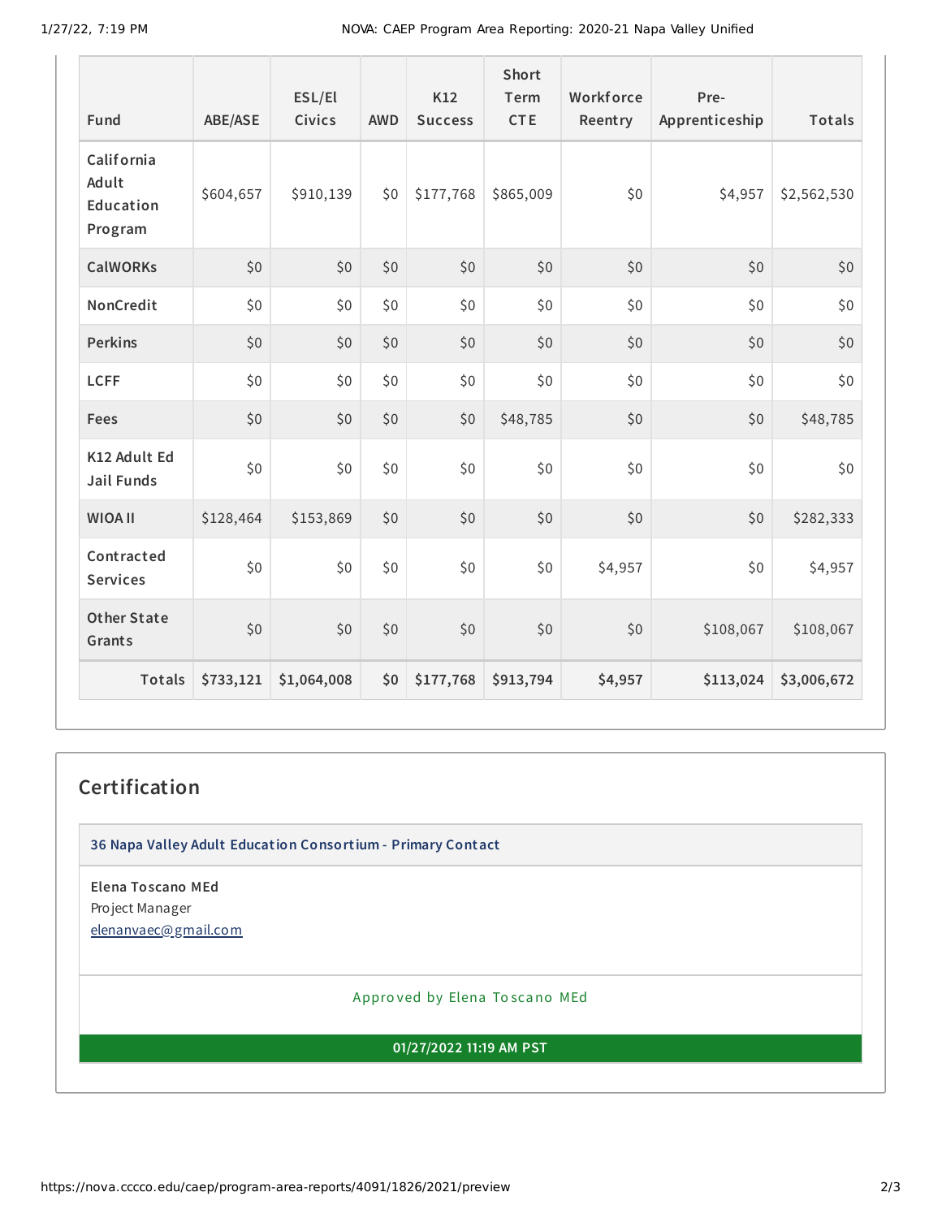| Fund | ABE/ASE | ESL/El Civics | AWD | K12 Success | Short Term CTE | Workforce Reentry | Pre-Apprenticeship | Totals |
|---|---|---|---|---|---|---|---|---|
| California Adult Education Program | $604,657 | $910,139 | $0 | $177,768 | $865,009 | $0 | $4,957 | $2,562,530 |
| CalWORKs | $0 | $0 | $0 | $0 | $0 | $0 | $0 | $0 |
| NonCredit | $0 | $0 | $0 | $0 | $0 | $0 | $0 | $0 |
| Perkins | $0 | $0 | $0 | $0 | $0 | $0 | $0 | $0 |
| LCFF | $0 | $0 | $0 | $0 | $0 | $0 | $0 | $0 |
| Fees | $0 | $0 | $0 | $0 | $48,785 | $0 | $0 | $48,785 |
| K12 Adult Ed Jail Funds | $0 | $0 | $0 | $0 | $0 | $0 | $0 | $0 |
| WIOA II | $128,464 | $153,869 | $0 | $0 | $0 | $0 | $0 | $282,333 |
| Contracted Services | $0 | $0 | $0 | $0 | $0 | $4,957 | $0 | $4,957 |
| Other State Grants | $0 | $0 | $0 | $0 | $0 | $0 | $108,067 | $108,067 |
| **Totals** | **$733,121** | **$1,064,008** | **$0** | **$177,768** | **$913,794** | **$4,957** | **$113,024** | **$3,006,672** |

## Certification

**36 Napa Valley Adult Education Consortium - Primary Contact**

**Elena Toscano MEd**
Project Manager
elenanvaec@gmail.com

Approved by Elena Toscano MEd

**01/27/2022 11:19 AM PST**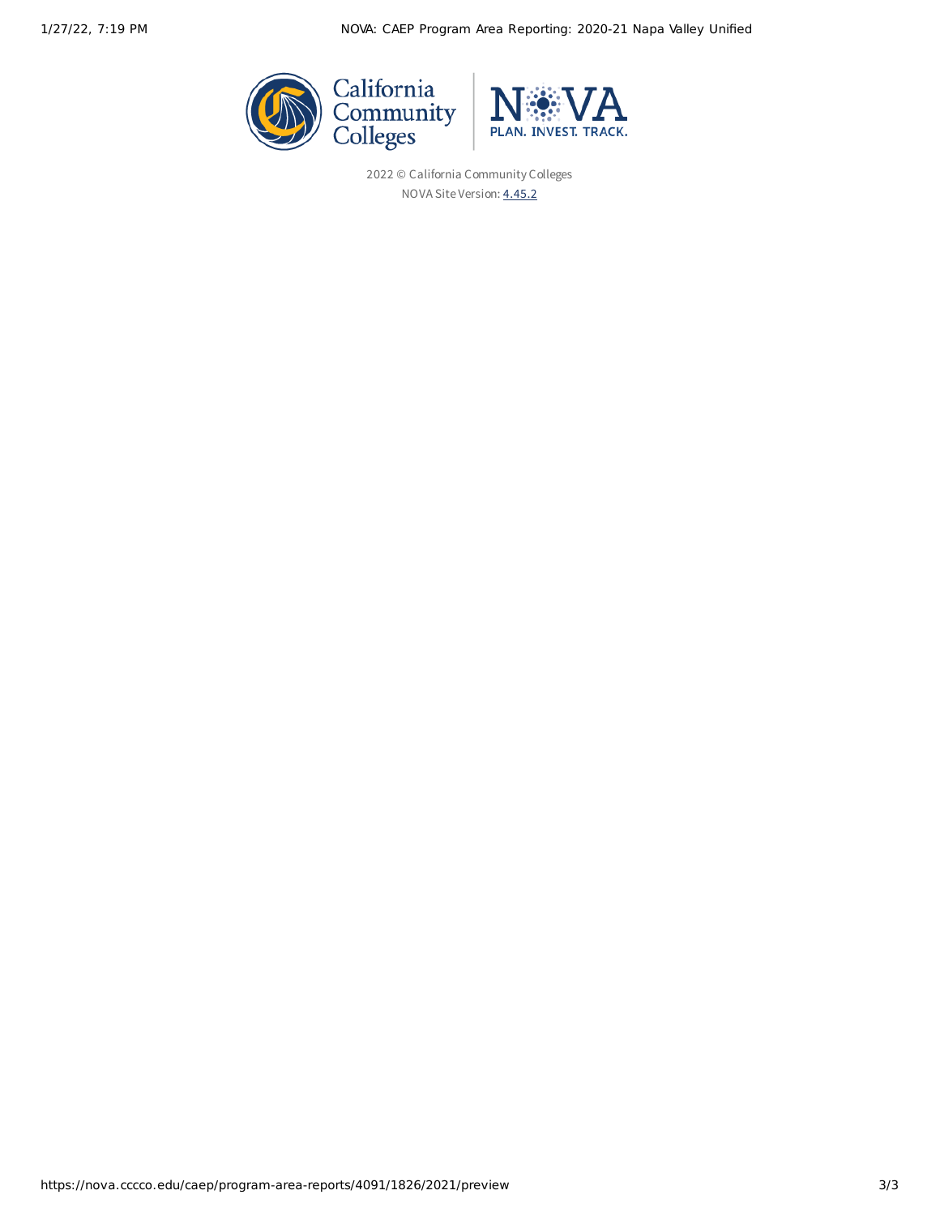2022 © California Community Colleges

NOVA Site Version: [4.45.2]